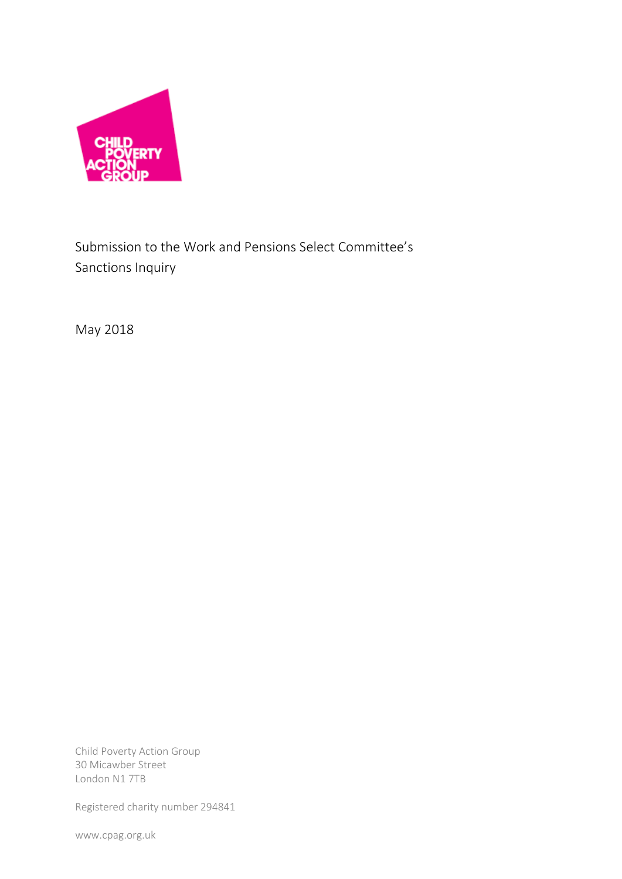CHILD POVERTY ACTION GROUP

# Submission to the Work and Pensions Select Committee's Sanctions Inquiry

May 2018

Child Poverty Action Group
30 Micawber Street
London N1 7TB

Registered charity number 294841

www.cpag.org.uk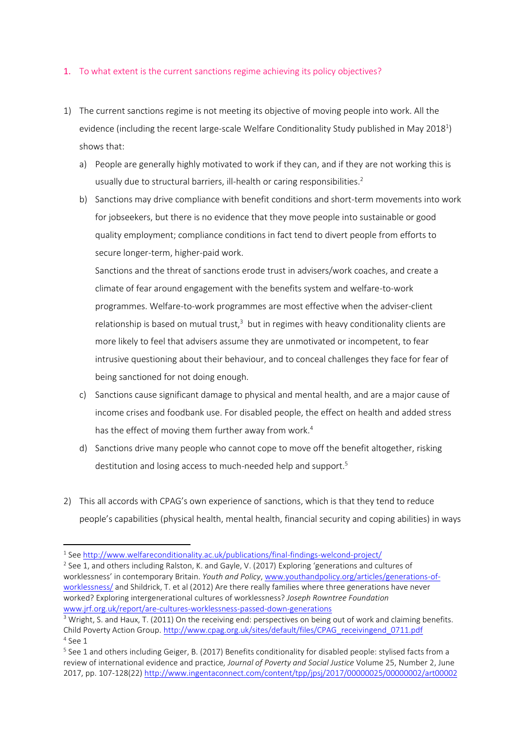## 1. To what extent is the current sanctions regime achieving its policy objectives?

1) The current sanctions regime is not meeting its objective of moving people into work. All the evidence (including the recent large-scale Welfare Conditionality Study published in May 2018[1]) shows that:

   a) People are generally highly motivated to work if they can, and if they are not working this is usually due to structural barriers, ill-health or caring responsibilities.[2]

   b) Sanctions may drive compliance with benefit conditions and short-term movements into work for jobseekers, but there is no evidence that they move people into sustainable or good quality employment; compliance conditions in fact tend to divert people from efforts to secure longer-term, higher-paid work.

      Sanctions and the threat of sanctions erode trust in advisers/work coaches, and create a climate of fear around engagement with the benefits system and welfare-to-work programmes. Welfare-to-work programmes are most effective when the adviser-client relationship is based on mutual trust,[3] but in regimes with heavy conditionality clients are more likely to feel that advisers assume they are unmotivated or incompetent, to fear intrusive questioning about their behaviour, and to conceal challenges they face for fear of being sanctioned for not doing enough.

   c) Sanctions cause significant damage to physical and mental health, and are a major cause of income crises and foodbank use. For disabled people, the effect on health and added stress has the effect of moving them further away from work.[4]

   d) Sanctions drive many people who cannot cope to move off the benefit altogether, risking destitution and losing access to much-needed help and support.[5]

2) This all accords with CPAG's own experience of sanctions, which is that they tend to reduce people's capabilities (physical health, mental health, financial security and coping abilities) in ways

---

[1] See http://www.welfareconditionality.ac.uk/publications/final-findings-welcond-project/

[2] See 1, and others including Ralston, K. and Gayle, V. (2017) Exploring 'generations and cultures of worklessness' in contemporary Britain. *Youth and Policy*, www.youthandpolicy.org/articles/generations-of-worklessness/ and Shildrick, T. et al (2012) Are there really families where three generations have never worked? Exploring intergenerational cultures of worklessness? *Joseph Rowntree Foundation* www.jrf.org.uk/report/are-cultures-worklessness-passed-down-generations

[3] Wright, S. and Haux, T. (2011) On the receiving end: perspectives on being out of work and claiming benefits. Child Poverty Action Group. http://www.cpag.org.uk/sites/default/files/CPAG_receivingend_0711.pdf

[4] See 1

[5] See 1 and others including Geiger, B. (2017) Benefits conditionality for disabled people: stylised facts from a review of international evidence and practice, *Journal of Poverty and Social Justice* Volume 25, Number 2, June 2017, pp. 107-128(22) http://www.ingentaconnect.com/content/tpp/jpsj/2017/00000025/00000002/art00002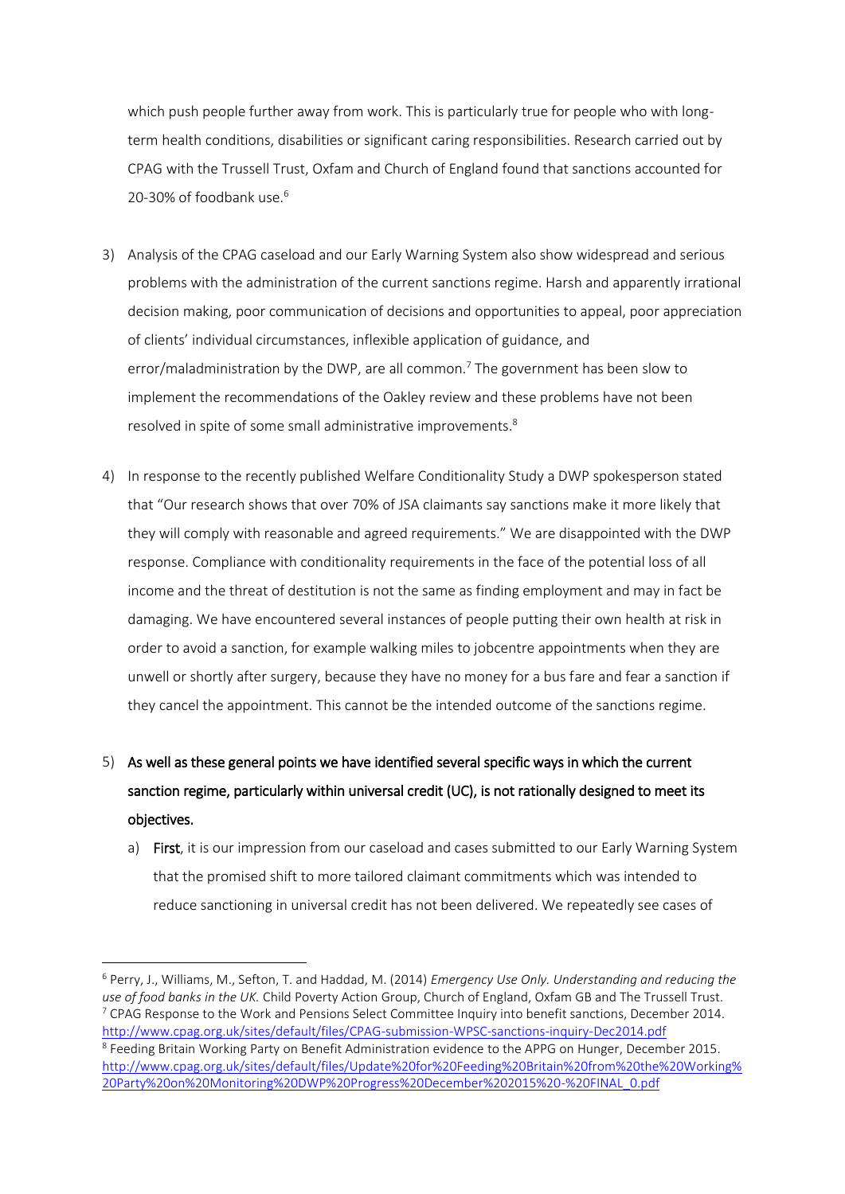which push people further away from work. This is particularly true for people who with long-term health conditions, disabilities or significant caring responsibilities. Research carried out by CPAG with the Trussell Trust, Oxfam and Church of England found that sanctions accounted for 20-30% of foodbank use.[6]

3) Analysis of the CPAG caseload and our Early Warning System also show widespread and serious problems with the administration of the current sanctions regime. Harsh and apparently irrational decision making, poor communication of decisions and opportunities to appeal, poor appreciation of clients' individual circumstances, inflexible application of guidance, and error/maladministration by the DWP, are all common.[7] The government has been slow to implement the recommendations of the Oakley review and these problems have not been resolved in spite of some small administrative improvements.[8]

4) In response to the recently published Welfare Conditionality Study a DWP spokesperson stated that "Our research shows that over 70% of JSA claimants say sanctions make it more likely that they will comply with reasonable and agreed requirements." We are disappointed with the DWP response. Compliance with conditionality requirements in the face of the potential loss of all income and the threat of destitution is not the same as finding employment and may in fact be damaging. We have encountered several instances of people putting their own health at risk in order to avoid a sanction, for example walking miles to jobcentre appointments when they are unwell or shortly after surgery, because they have no money for a bus fare and fear a sanction if they cancel the appointment. This cannot be the intended outcome of the sanctions regime.

5) **As well as these general points we have identified several specific ways in which the current sanction regime, particularly within universal credit (UC), is not rationally designed to meet its objectives.**

   a) **First**, it is our impression from our caseload and cases submitted to our Early Warning System that the promised shift to more tailored claimant commitments which was intended to reduce sanctioning in universal credit has not been delivered. We repeatedly see cases of

---

[6] Perry, J., Williams, M., Sefton, T. and Haddad, M. (2014) *Emergency Use Only. Understanding and reducing the use of food banks in the UK.* Child Poverty Action Group, Church of England, Oxfam GB and The Trussell Trust.

[7] CPAG Response to the Work and Pensions Select Committee Inquiry into benefit sanctions, December 2014. http://www.cpag.org.uk/sites/default/files/CPAG-submission-WPSC-sanctions-inquiry-Dec2014.pdf

[8] Feeding Britain Working Party on Benefit Administration evidence to the APPG on Hunger, December 2015. http://www.cpag.org.uk/sites/default/files/Update%20for%20Feeding%20Britain%20from%20the%20Working%20Party%20on%20Monitoring%20DWP%20Progress%20December%202015%20-%20FINAL_0.pdf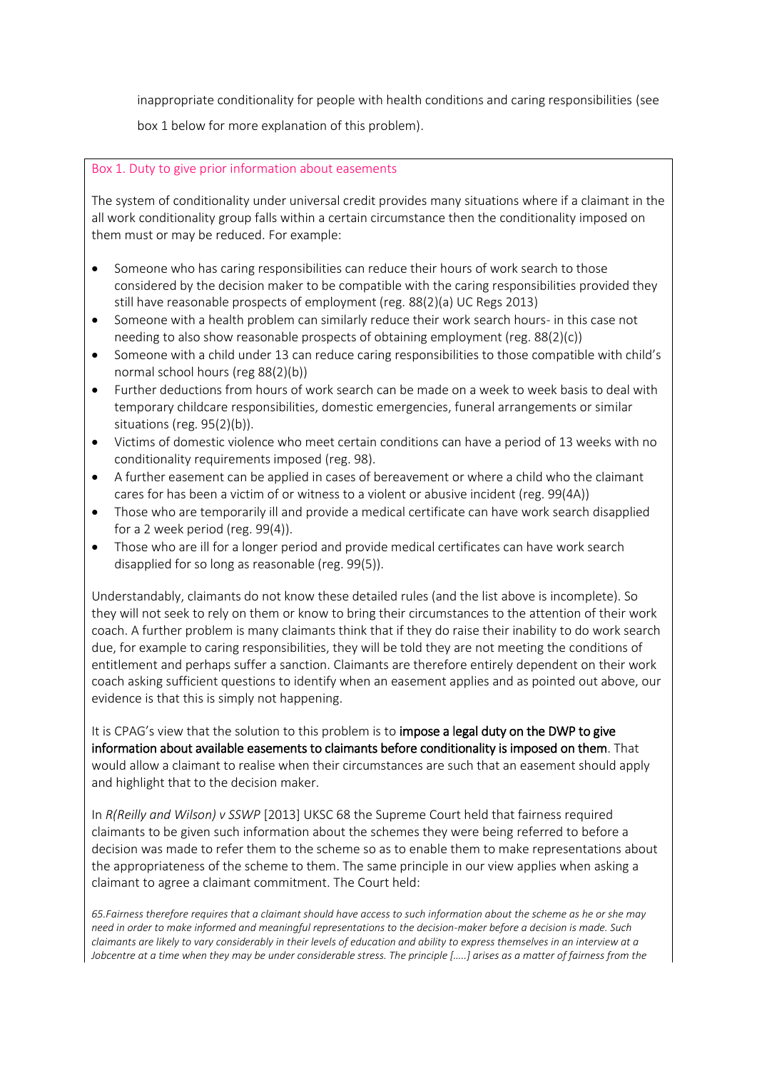inappropriate conditionality for people with health conditions and caring responsibilities (see box 1 below for more explanation of this problem).

### Box 1. Duty to give prior information about easements

The system of conditionality under universal credit provides many situations where if a claimant in the all work conditionality group falls within a certain circumstance then the conditionality imposed on them must or may be reduced. For example:

- Someone who has caring responsibilities can reduce their hours of work search to those considered by the decision maker to be compatible with the caring responsibilities provided they still have reasonable prospects of employment (reg. 88(2)(a) UC Regs 2013)
- Someone with a health problem can similarly reduce their work search hours- in this case not needing to also show reasonable prospects of obtaining employment (reg. 88(2)(c))
- Someone with a child under 13 can reduce caring responsibilities to those compatible with child's normal school hours (reg 88(2)(b))
- Further deductions from hours of work search can be made on a week to week basis to deal with temporary childcare responsibilities, domestic emergencies, funeral arrangements or similar situations (reg. 95(2)(b)).
- Victims of domestic violence who meet certain conditions can have a period of 13 weeks with no conditionality requirements imposed (reg. 98).
- A further easement can be applied in cases of bereavement or where a child who the claimant cares for has been a victim of or witness to a violent or abusive incident (reg. 99(4A))
- Those who are temporarily ill and provide a medical certificate can have work search disapplied for a 2 week period (reg. 99(4)).
- Those who are ill for a longer period and provide medical certificates can have work search disapplied for so long as reasonable (reg. 99(5)).

Understandably, claimants do not know these detailed rules (and the list above is incomplete). So they will not seek to rely on them or know to bring their circumstances to the attention of their work coach. A further problem is many claimants think that if they do raise their inability to do work search due, for example to caring responsibilities, they will be told they are not meeting the conditions of entitlement and perhaps suffer a sanction. Claimants are therefore entirely dependent on their work coach asking sufficient questions to identify when an easement applies and as pointed out above, our evidence is that this is simply not happening.

It is CPAG's view that the solution to this problem is to **impose a legal duty on the DWP to give information about available easements to claimants before conditionality is imposed on them**. That would allow a claimant to realise when their circumstances are such that an easement should apply and highlight that to the decision maker.

In *R(Reilly and Wilson) v SSWP* [2013] UKSC 68 the Supreme Court held that fairness required claimants to be given such information about the schemes they were being referred to before a decision was made to refer them to the scheme so as to enable them to make representations about the appropriateness of the scheme to them. The same principle in our view applies when asking a claimant to agree a claimant commitment. The Court held:

*65.Fairness therefore requires that a claimant should have access to such information about the scheme as he or she may need in order to make informed and meaningful representations to the decision-maker before a decision is made. Such claimants are likely to vary considerably in their levels of education and ability to express themselves in an interview at a Jobcentre at a time when they may be under considerable stress. The principle [.....] arises as a matter of fairness from the*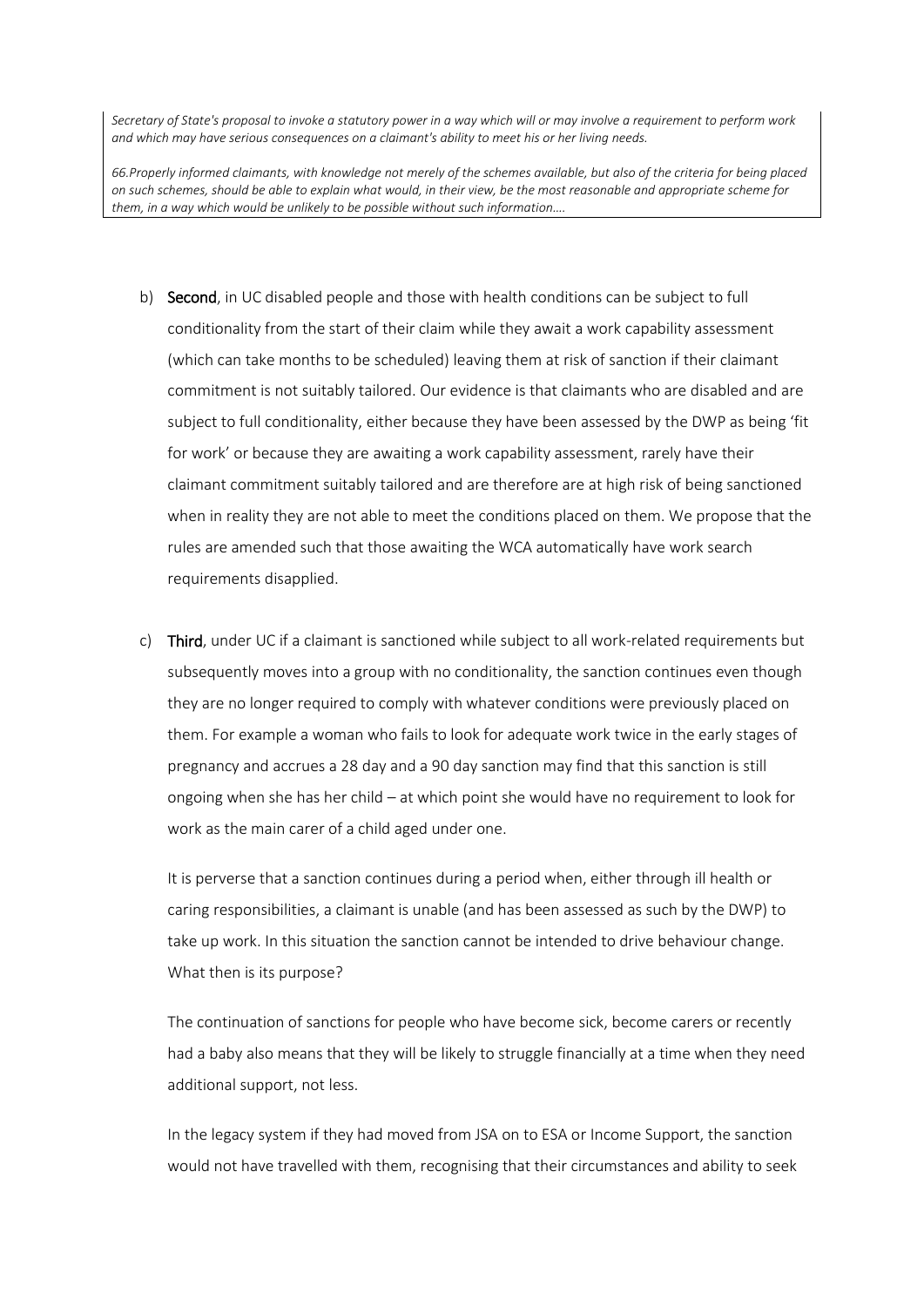*Secretary of State's proposal to invoke a statutory power in a way which will or may involve a requirement to perform work and which may have serious consequences on a claimant's ability to meet his or her living needs.*

*66.Properly informed claimants, with knowledge not merely of the schemes available, but also of the criteria for being placed on such schemes, should be able to explain what would, in their view, be the most reasonable and appropriate scheme for them, in a way which would be unlikely to be possible without such information….*

b) **Second**, in UC disabled people and those with health conditions can be subject to full conditionality from the start of their claim while they await a work capability assessment (which can take months to be scheduled) leaving them at risk of sanction if their claimant commitment is not suitably tailored. Our evidence is that claimants who are disabled and are subject to full conditionality, either because they have been assessed by the DWP as being 'fit for work' or because they are awaiting a work capability assessment, rarely have their claimant commitment suitably tailored and are therefore are at high risk of being sanctioned when in reality they are not able to meet the conditions placed on them. We propose that the rules are amended such that those awaiting the WCA automatically have work search requirements disapplied.

c) **Third**, under UC if a claimant is sanctioned while subject to all work-related requirements but subsequently moves into a group with no conditionality, the sanction continues even though they are no longer required to comply with whatever conditions were previously placed on them. For example a woman who fails to look for adequate work twice in the early stages of pregnancy and accrues a 28 day and a 90 day sanction may find that this sanction is still ongoing when she has her child – at which point she would have no requirement to look for work as the main carer of a child aged under one.

   It is perverse that a sanction continues during a period when, either through ill health or caring responsibilities, a claimant is unable (and has been assessed as such by the DWP) to take up work. In this situation the sanction cannot be intended to drive behaviour change. What then is its purpose?

   The continuation of sanctions for people who have become sick, become carers or recently had a baby also means that they will be likely to struggle financially at a time when they need additional support, not less.

   In the legacy system if they had moved from JSA on to ESA or Income Support, the sanction would not have travelled with them, recognising that their circumstances and ability to seek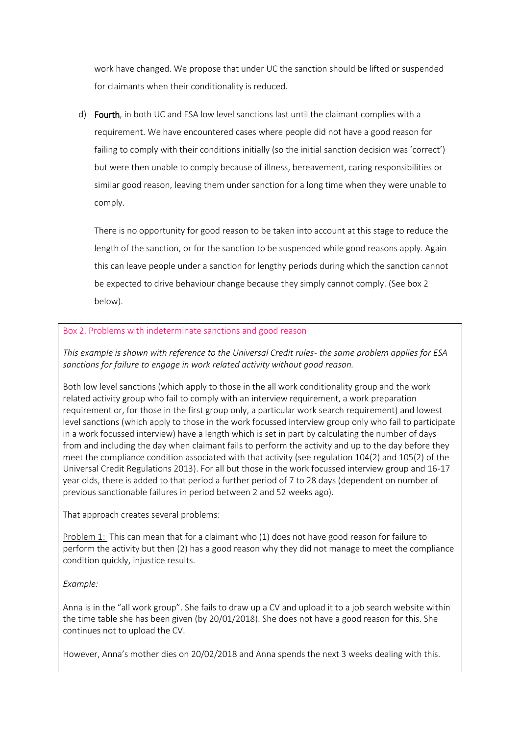work have changed. We propose that under UC the sanction should be lifted or suspended for claimants when their conditionality is reduced.

d) **Fourth**, in both UC and ESA low level sanctions last until the claimant complies with a requirement. We have encountered cases where people did not have a good reason for failing to comply with their conditions initially (so the initial sanction decision was 'correct') but were then unable to comply because of illness, bereavement, caring responsibilities or similar good reason, leaving them under sanction for a long time when they were unable to comply.

   There is no opportunity for good reason to be taken into account at this stage to reduce the length of the sanction, or for the sanction to be suspended while good reasons apply. Again this can leave people under a sanction for lengthy periods during which the sanction cannot be expected to drive behaviour change because they simply cannot comply. (See box 2 below).

---

Box 2. Problems with indeterminate sanctions and good reason

*This example is shown with reference to the Universal Credit rules- the same problem applies for ESA sanctions for failure to engage in work related activity without good reason.*

Both low level sanctions (which apply to those in the all work conditionality group and the work related activity group who fail to comply with an interview requirement, a work preparation requirement or, for those in the first group only, a particular work search requirement) and lowest level sanctions (which apply to those in the work focussed interview group only who fail to participate in a work focussed interview) have a length which is set in part by calculating the number of days from and including the day when claimant fails to perform the activity and up to the day before they meet the compliance condition associated with that activity (see regulation 104(2) and 105(2) of the Universal Credit Regulations 2013). For all but those in the work focussed interview group and 16-17 year olds, there is added to that period a further period of 7 to 28 days (dependent on number of previous sanctionable failures in period between 2 and 52 weeks ago).

That approach creates several problems:

Problem 1: This can mean that for a claimant who (1) does not have good reason for failure to perform the activity but then (2) has a good reason why they did not manage to meet the compliance condition quickly, injustice results.

*Example:*

Anna is in the "all work group". She fails to draw up a CV and upload it to a job search website within the time table she has been given (by 20/01/2018). She does not have a good reason for this. She continues not to upload the CV.

However, Anna's mother dies on 20/02/2018 and Anna spends the next 3 weeks dealing with this.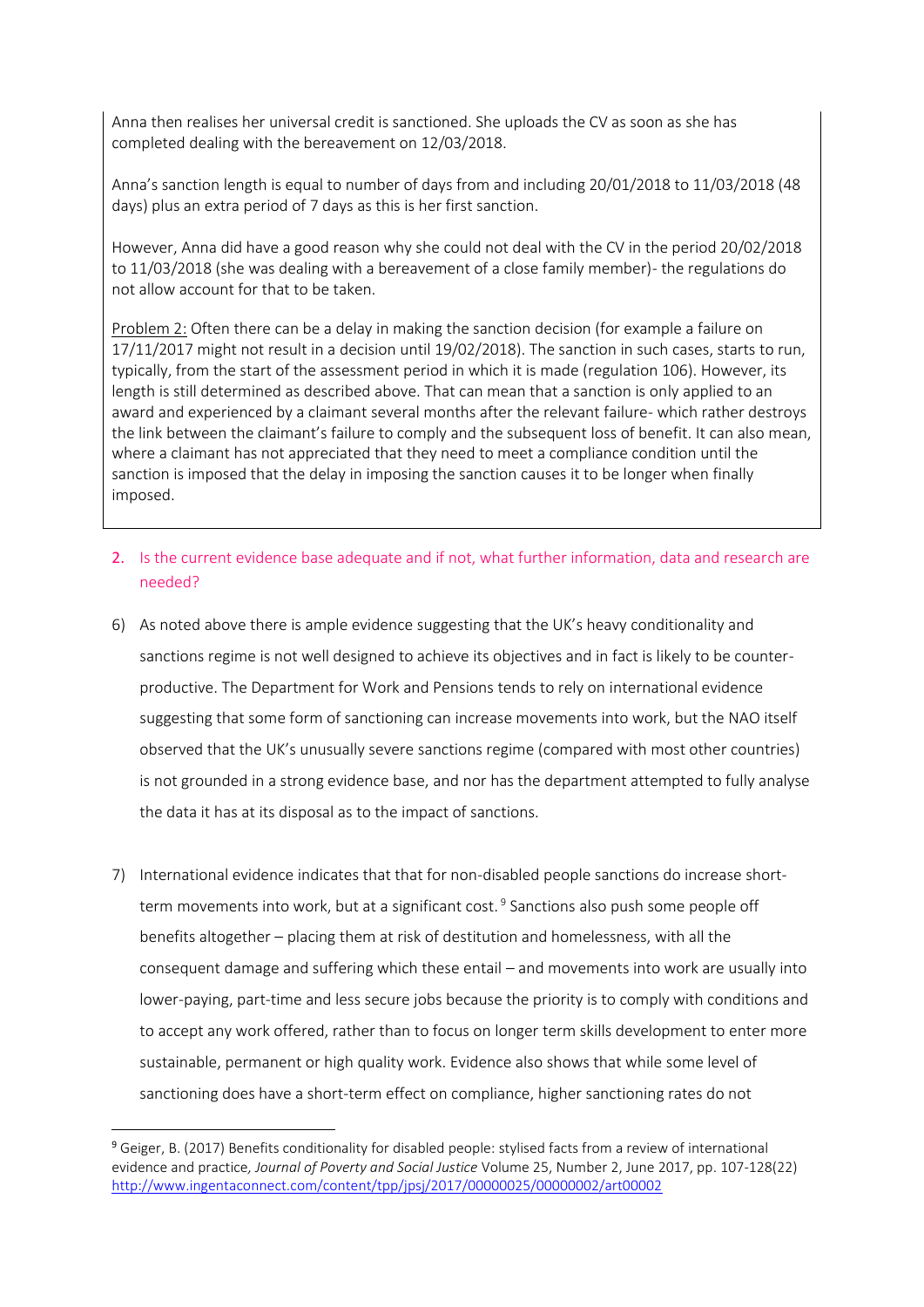Anna then realises her universal credit is sanctioned. She uploads the CV as soon as she has completed dealing with the bereavement on 12/03/2018.

Anna's sanction length is equal to number of days from and including 20/01/2018 to 11/03/2018 (48 days) plus an extra period of 7 days as this is her first sanction.

However, Anna did have a good reason why she could not deal with the CV in the period 20/02/2018 to 11/03/2018 (she was dealing with a bereavement of a close family member)- the regulations do not allow account for that to be taken.

Problem 2: Often there can be a delay in making the sanction decision (for example a failure on 17/11/2017 might not result in a decision until 19/02/2018). The sanction in such cases, starts to run, typically, from the start of the assessment period in which it is made (regulation 106). However, its length is still determined as described above. That can mean that a sanction is only applied to an award and experienced by a claimant several months after the relevant failure- which rather destroys the link between the claimant's failure to comply and the subsequent loss of benefit. It can also mean, where a claimant has not appreciated that they need to meet a compliance condition until the sanction is imposed that the delay in imposing the sanction causes it to be longer when finally imposed.

## 2. Is the current evidence base adequate and if not, what further information, data and research are needed?

6) As noted above there is ample evidence suggesting that the UK's heavy conditionality and sanctions regime is not well designed to achieve its objectives and in fact is likely to be counter-productive. The Department for Work and Pensions tends to rely on international evidence suggesting that some form of sanctioning can increase movements into work, but the NAO itself observed that the UK's unusually severe sanctions regime (compared with most other countries) is not grounded in a strong evidence base, and nor has the department attempted to fully analyse the data it has at its disposal as to the impact of sanctions.

7) International evidence indicates that that for non-disabled people sanctions do increase short-term movements into work, but at a significant cost.[9] Sanctions also push some people off benefits altogether – placing them at risk of destitution and homelessness, with all the consequent damage and suffering which these entail – and movements into work are usually into lower-paying, part-time and less secure jobs because the priority is to comply with conditions and to accept any work offered, rather than to focus on longer term skills development to enter more sustainable, permanent or high quality work. Evidence also shows that while some level of sanctioning does have a short-term effect on compliance, higher sanctioning rates do not

[9] Geiger, B. (2017) Benefits conditionality for disabled people: stylised facts from a review of international evidence and practice, *Journal of Poverty and Social Justice* Volume 25, Number 2, June 2017, pp. 107-128(22) http://www.ingentaconnect.com/content/tpp/jpsj/2017/00000025/00000002/art00002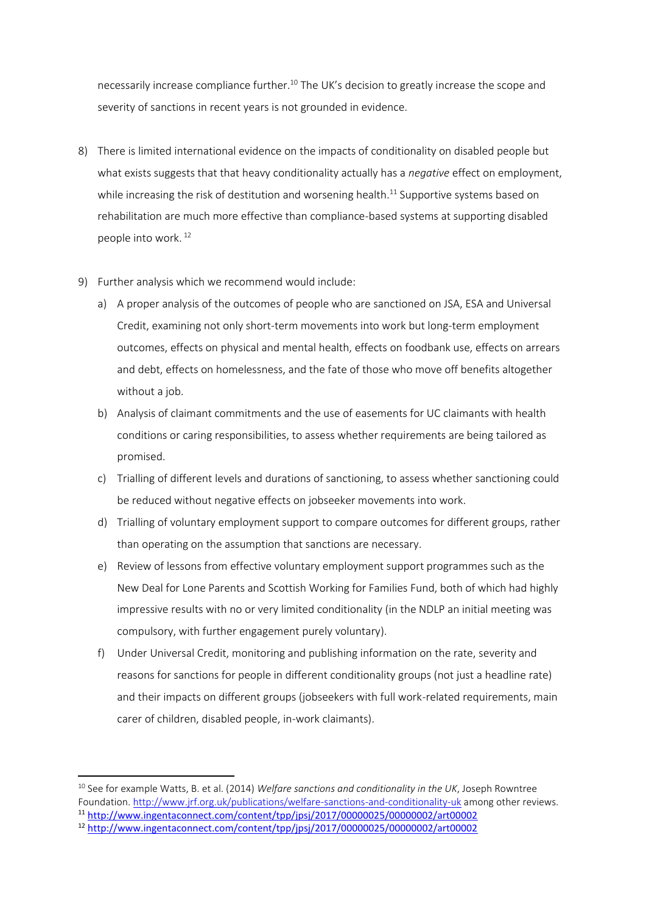necessarily increase compliance further.[10] The UK's decision to greatly increase the scope and severity of sanctions in recent years is not grounded in evidence.

8) There is limited international evidence on the impacts of conditionality on disabled people but what exists suggests that that heavy conditionality actually has a *negative* effect on employment, while increasing the risk of destitution and worsening health.[11] Supportive systems based on rehabilitation are much more effective than compliance-based systems at supporting disabled people into work. [12]

9) Further analysis which we recommend would include:
   a) A proper analysis of the outcomes of people who are sanctioned on JSA, ESA and Universal Credit, examining not only short-term movements into work but long-term employment outcomes, effects on physical and mental health, effects on foodbank use, effects on arrears and debt, effects on homelessness, and the fate of those who move off benefits altogether without a job.
   b) Analysis of claimant commitments and the use of easements for UC claimants with health conditions or caring responsibilities, to assess whether requirements are being tailored as promised.
   c) Trialling of different levels and durations of sanctioning, to assess whether sanctioning could be reduced without negative effects on jobseeker movements into work.
   d) Trialling of voluntary employment support to compare outcomes for different groups, rather than operating on the assumption that sanctions are necessary.
   e) Review of lessons from effective voluntary employment support programmes such as the New Deal for Lone Parents and Scottish Working for Families Fund, both of which had highly impressive results with no or very limited conditionality (in the NDLP an initial meeting was compulsory, with further engagement purely voluntary).
   f) Under Universal Credit, monitoring and publishing information on the rate, severity and reasons for sanctions for people in different conditionality groups (not just a headline rate) and their impacts on different groups (jobseekers with full work-related requirements, main carer of children, disabled people, in-work claimants).

---

[10] See for example Watts, B. et al. (2014) *Welfare sanctions and conditionality in the UK*, Joseph Rowntree Foundation. http://www.jrf.org.uk/publications/welfare-sanctions-and-conditionality-uk among other reviews.

[11] http://www.ingentaconnect.com/content/tpp/jpsj/2017/00000025/00000002/art00002

[12] http://www.ingentaconnect.com/content/tpp/jpsj/2017/00000025/00000002/art00002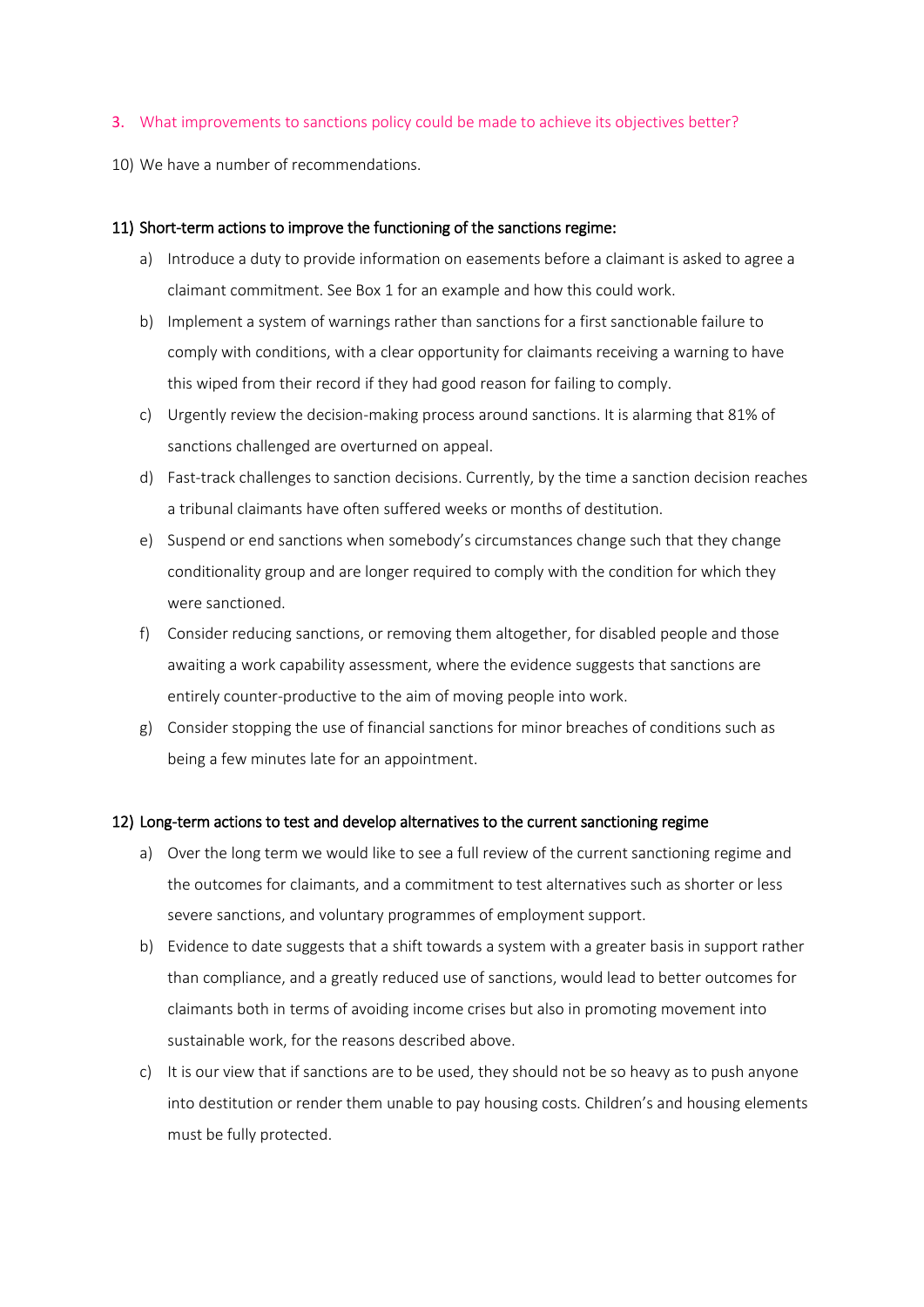### 3. What improvements to sanctions policy could be made to achieve its objectives better?

10) We have a number of recommendations.

#### 11) Short-term actions to improve the functioning of the sanctions regime:

a) Introduce a duty to provide information on easements before a claimant is asked to agree a claimant commitment. See Box 1 for an example and how this could work.

b) Implement a system of warnings rather than sanctions for a first sanctionable failure to comply with conditions, with a clear opportunity for claimants receiving a warning to have this wiped from their record if they had good reason for failing to comply.

c) Urgently review the decision-making process around sanctions. It is alarming that 81% of sanctions challenged are overturned on appeal.

d) Fast-track challenges to sanction decisions. Currently, by the time a sanction decision reaches a tribunal claimants have often suffered weeks or months of destitution.

e) Suspend or end sanctions when somebody's circumstances change such that they change conditionality group and are longer required to comply with the condition for which they were sanctioned.

f) Consider reducing sanctions, or removing them altogether, for disabled people and those awaiting a work capability assessment, where the evidence suggests that sanctions are entirely counter-productive to the aim of moving people into work.

g) Consider stopping the use of financial sanctions for minor breaches of conditions such as being a few minutes late for an appointment.

#### 12) Long-term actions to test and develop alternatives to the current sanctioning regime

a) Over the long term we would like to see a full review of the current sanctioning regime and the outcomes for claimants, and a commitment to test alternatives such as shorter or less severe sanctions, and voluntary programmes of employment support.

b) Evidence to date suggests that a shift towards a system with a greater basis in support rather than compliance, and a greatly reduced use of sanctions, would lead to better outcomes for claimants both in terms of avoiding income crises but also in promoting movement into sustainable work, for the reasons described above.

c) It is our view that if sanctions are to be used, they should not be so heavy as to push anyone into destitution or render them unable to pay housing costs. Children's and housing elements must be fully protected.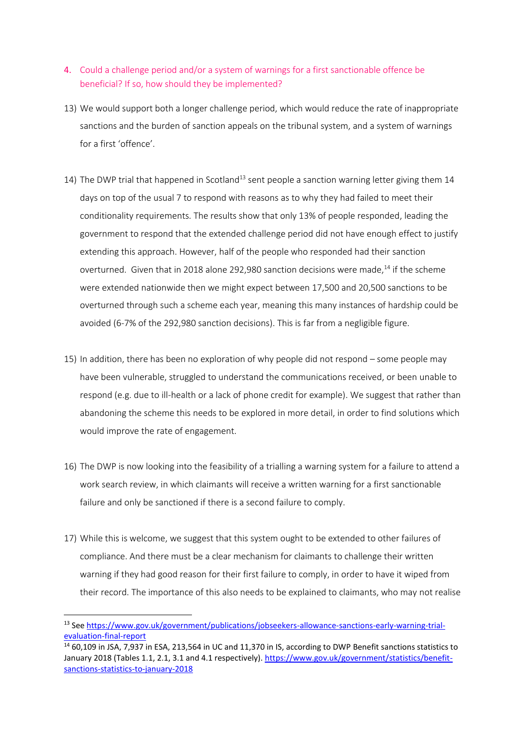4. Could a challenge period and/or a system of warnings for a first sanctionable offence be beneficial? If so, how should they be implemented?

13) We would support both a longer challenge period, which would reduce the rate of inappropriate sanctions and the burden of sanction appeals on the tribunal system, and a system of warnings for a first 'offence'.

14) The DWP trial that happened in Scotland[13] sent people a sanction warning letter giving them 14 days on top of the usual 7 to respond with reasons as to why they had failed to meet their conditionality requirements. The results show that only 13% of people responded, leading the government to respond that the extended challenge period did not have enough effect to justify extending this approach. However, half of the people who responded had their sanction overturned. Given that in 2018 alone 292,980 sanction decisions were made,[14] if the scheme were extended nationwide then we might expect between 17,500 and 20,500 sanctions to be overturned through such a scheme each year, meaning this many instances of hardship could be avoided (6-7% of the 292,980 sanction decisions). This is far from a negligible figure.

15) In addition, there has been no exploration of why people did not respond – some people may have been vulnerable, struggled to understand the communications received, or been unable to respond (e.g. due to ill-health or a lack of phone credit for example). We suggest that rather than abandoning the scheme this needs to be explored in more detail, in order to find solutions which would improve the rate of engagement.

16) The DWP is now looking into the feasibility of a trialling a warning system for a failure to attend a work search review, in which claimants will receive a written warning for a first sanctionable failure and only be sanctioned if there is a second failure to comply.

17) While this is welcome, we suggest that this system ought to be extended to other failures of compliance. And there must be a clear mechanism for claimants to challenge their written warning if they had good reason for their first failure to comply, in order to have it wiped from their record. The importance of this also needs to be explained to claimants, who may not realise

---

[13] See https://www.gov.uk/government/publications/jobseekers-allowance-sanctions-early-warning-trial-evaluation-final-report

[14] 60,109 in JSA, 7,937 in ESA, 213,564 in UC and 11,370 in IS, according to DWP Benefit sanctions statistics to January 2018 (Tables 1.1, 2.1, 3.1 and 4.1 respectively). https://www.gov.uk/government/statistics/benefit-sanctions-statistics-to-january-2018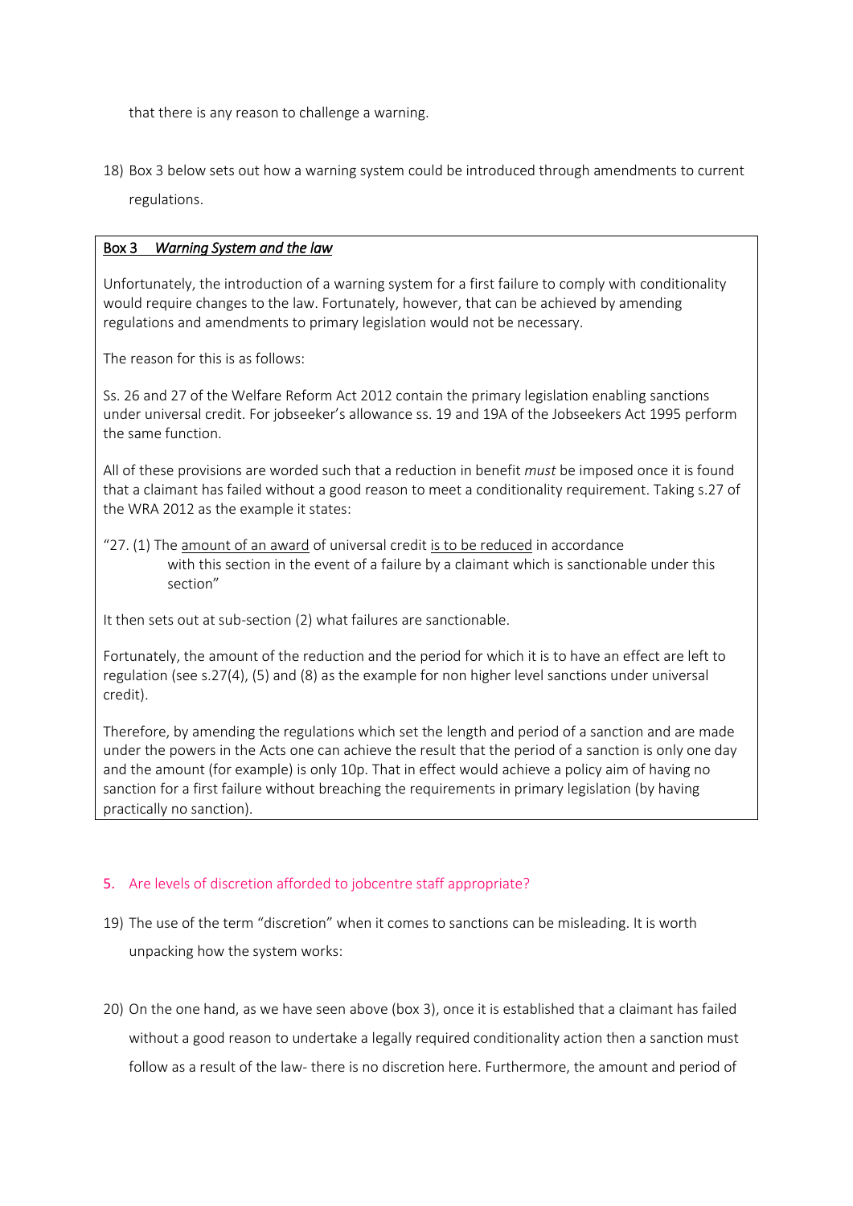that there is any reason to challenge a warning.

18) Box 3 below sets out how a warning system could be introduced through amendments to current regulations.

> **<u>Box 3 *Warning System and the law*</u>**
>
> Unfortunately, the introduction of a warning system for a first failure to comply with conditionality would require changes to the law. Fortunately, however, that can be achieved by amending regulations and amendments to primary legislation would not be necessary.
>
> The reason for this is as follows:
>
> Ss. 26 and 27 of the Welfare Reform Act 2012 contain the primary legislation enabling sanctions under universal credit. For jobseeker's allowance ss. 19 and 19A of the Jobseekers Act 1995 perform the same function.
>
> All of these provisions are worded such that a reduction in benefit *must* be imposed once it is found that a claimant has failed without a good reason to meet a conditionality requirement. Taking s.27 of the WRA 2012 as the example it states:
>
> "27. (1) The <u>amount of an award</u> of universal credit <u>is to be reduced</u> in accordance with this section in the event of a failure by a claimant which is sanctionable under this section"
>
> It then sets out at sub-section (2) what failures are sanctionable.
>
> Fortunately, the amount of the reduction and the period for which it is to have an effect are left to regulation (see s.27(4), (5) and (8) as the example for non higher level sanctions under universal credit).
>
> Therefore, by amending the regulations which set the length and period of a sanction and are made under the powers in the Acts one can achieve the result that the period of a sanction is only one day and the amount (for example) is only 10p. That in effect would achieve a policy aim of having no sanction for a first failure without breaching the requirements in primary legislation (by having practically no sanction).

## 5. Are levels of discretion afforded to jobcentre staff appropriate?

19) The use of the term "discretion" when it comes to sanctions can be misleading. It is worth unpacking how the system works:

20) On the one hand, as we have seen above (box 3), once it is established that a claimant has failed without a good reason to undertake a legally required conditionality action then a sanction must follow as a result of the law- there is no discretion here. Furthermore, the amount and period of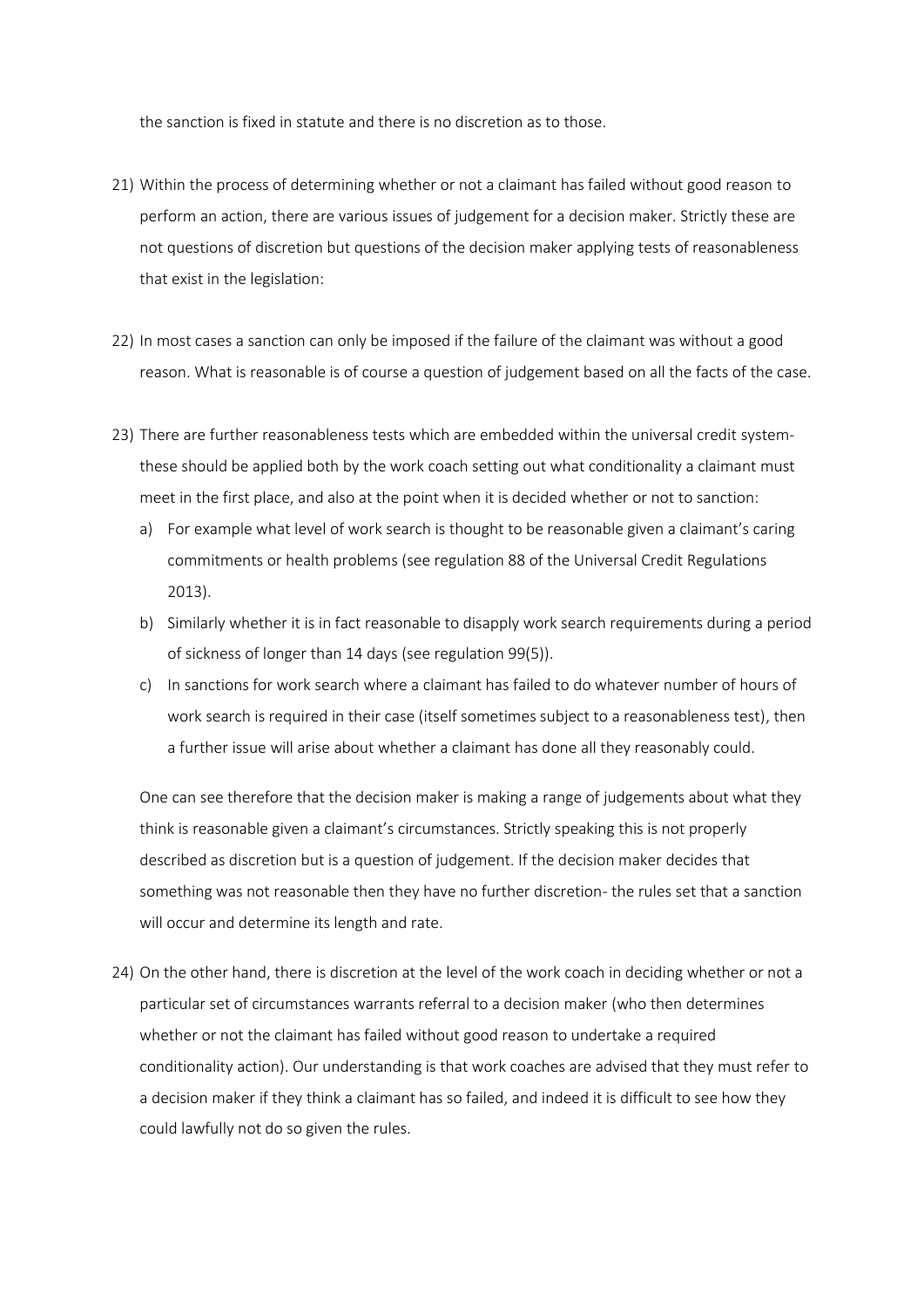the sanction is fixed in statute and there is no discretion as to those.

21) Within the process of determining whether or not a claimant has failed without good reason to perform an action, there are various issues of judgement for a decision maker. Strictly these are not questions of discretion but questions of the decision maker applying tests of reasonableness that exist in the legislation:

22) In most cases a sanction can only be imposed if the failure of the claimant was without a good reason. What is reasonable is of course a question of judgement based on all the facts of the case.

23) There are further reasonableness tests which are embedded within the universal credit system- these should be applied both by the work coach setting out what conditionality a claimant must meet in the first place, and also at the point when it is decided whether or not to sanction:
    a) For example what level of work search is thought to be reasonable given a claimant's caring commitments or health problems (see regulation 88 of the Universal Credit Regulations 2013).
    b) Similarly whether it is in fact reasonable to disapply work search requirements during a period of sickness of longer than 14 days (see regulation 99(5)).
    c) In sanctions for work search where a claimant has failed to do whatever number of hours of work search is required in their case (itself sometimes subject to a reasonableness test), then a further issue will arise about whether a claimant has done all they reasonably could.

    One can see therefore that the decision maker is making a range of judgements about what they think is reasonable given a claimant's circumstances. Strictly speaking this is not properly described as discretion but is a question of judgement. If the decision maker decides that something was not reasonable then they have no further discretion- the rules set that a sanction will occur and determine its length and rate.

24) On the other hand, there is discretion at the level of the work coach in deciding whether or not a particular set of circumstances warrants referral to a decision maker (who then determines whether or not the claimant has failed without good reason to undertake a required conditionality action). Our understanding is that work coaches are advised that they must refer to a decision maker if they think a claimant has so failed, and indeed it is difficult to see how they could lawfully not do so given the rules.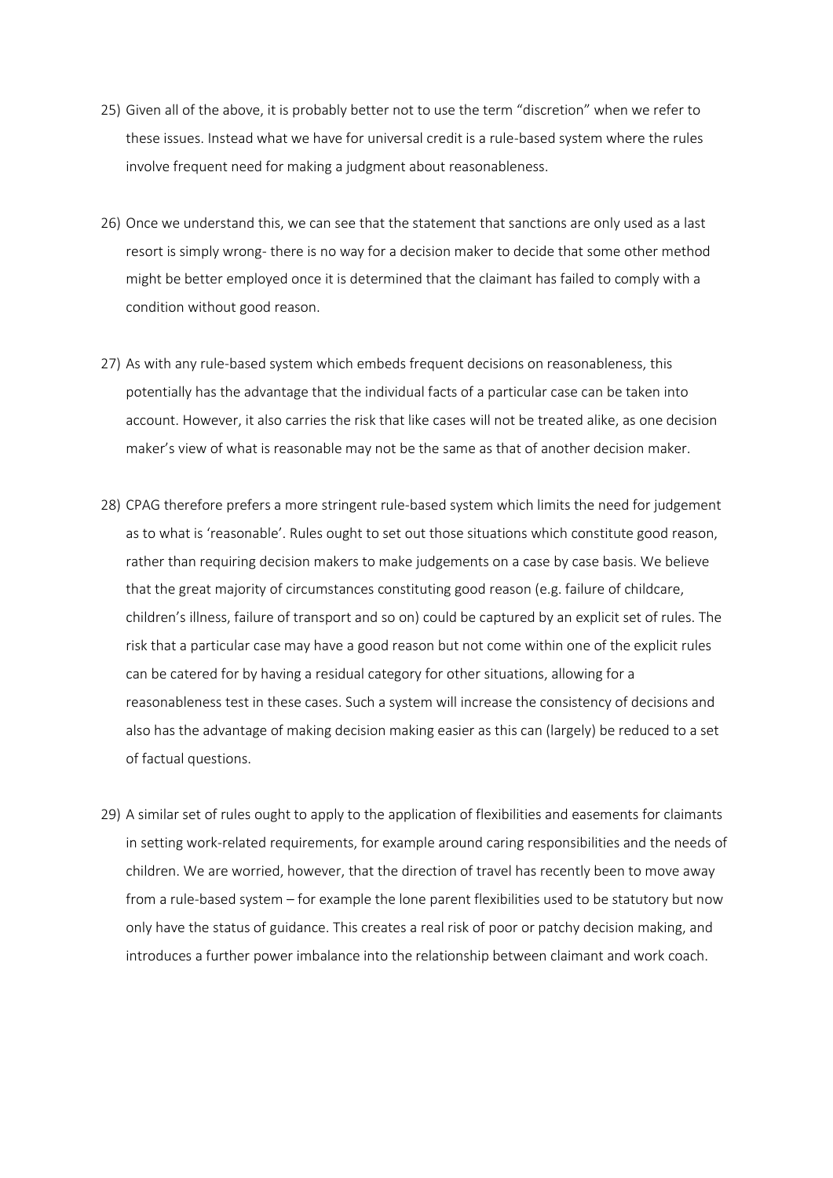25) Given all of the above, it is probably better not to use the term "discretion" when we refer to these issues. Instead what we have for universal credit is a rule-based system where the rules involve frequent need for making a judgment about reasonableness.

26) Once we understand this, we can see that the statement that sanctions are only used as a last resort is simply wrong- there is no way for a decision maker to decide that some other method might be better employed once it is determined that the claimant has failed to comply with a condition without good reason.

27) As with any rule-based system which embeds frequent decisions on reasonableness, this potentially has the advantage that the individual facts of a particular case can be taken into account. However, it also carries the risk that like cases will not be treated alike, as one decision maker's view of what is reasonable may not be the same as that of another decision maker.

28) CPAG therefore prefers a more stringent rule-based system which limits the need for judgement as to what is 'reasonable'. Rules ought to set out those situations which constitute good reason, rather than requiring decision makers to make judgements on a case by case basis. We believe that the great majority of circumstances constituting good reason (e.g. failure of childcare, children's illness, failure of transport and so on) could be captured by an explicit set of rules. The risk that a particular case may have a good reason but not come within one of the explicit rules can be catered for by having a residual category for other situations, allowing for a reasonableness test in these cases. Such a system will increase the consistency of decisions and also has the advantage of making decision making easier as this can (largely) be reduced to a set of factual questions.

29) A similar set of rules ought to apply to the application of flexibilities and easements for claimants in setting work-related requirements, for example around caring responsibilities and the needs of children. We are worried, however, that the direction of travel has recently been to move away from a rule-based system – for example the lone parent flexibilities used to be statutory but now only have the status of guidance. This creates a real risk of poor or patchy decision making, and introduces a further power imbalance into the relationship between claimant and work coach.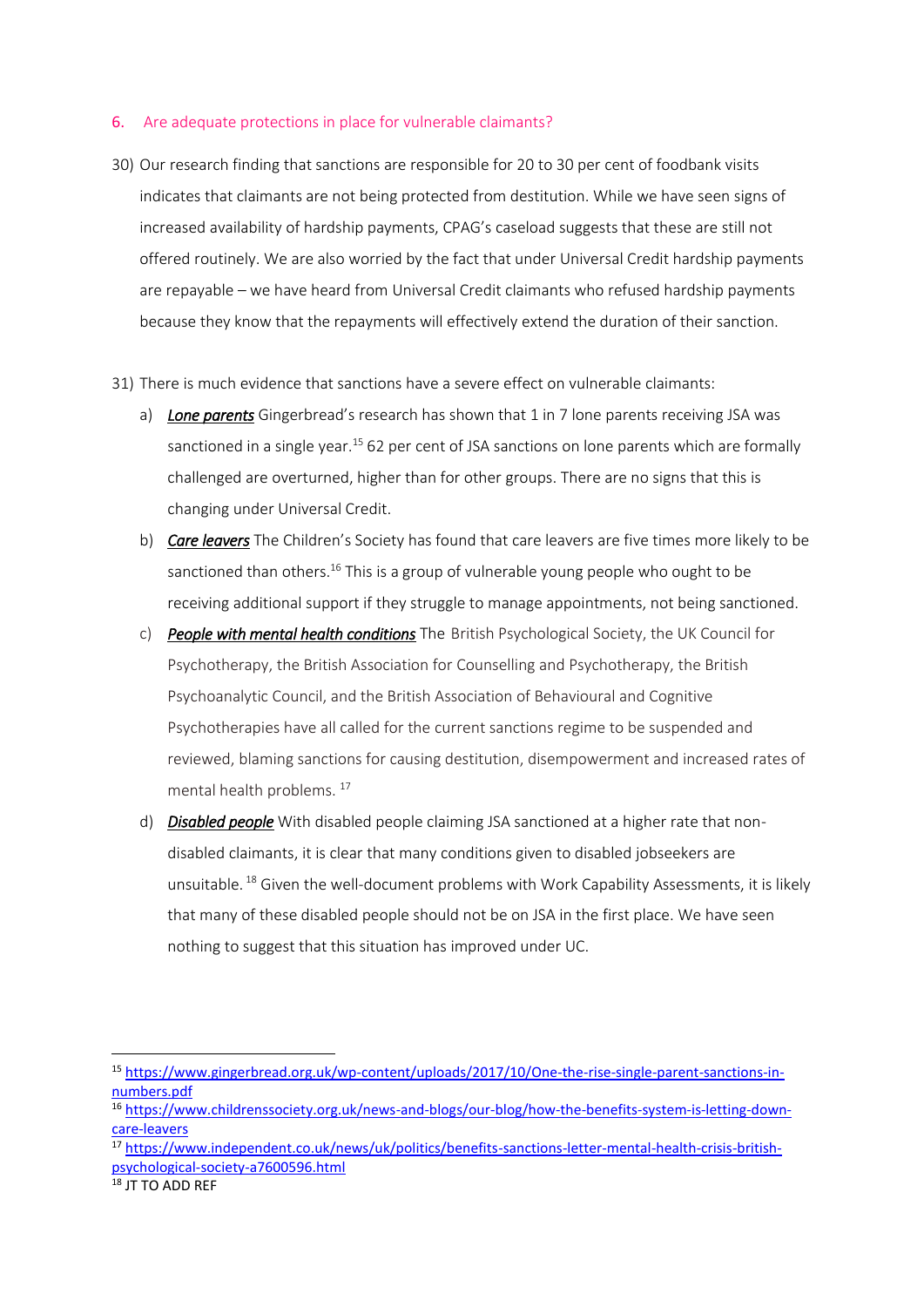## 6. Are adequate protections in place for vulnerable claimants?

30) Our research finding that sanctions are responsible for 20 to 30 per cent of foodbank visits indicates that claimants are not being protected from destitution. While we have seen signs of increased availability of hardship payments, CPAG's caseload suggests that these are still not offered routinely. We are also worried by the fact that under Universal Credit hardship payments are repayable – we have heard from Universal Credit claimants who refused hardship payments because they know that the repayments will effectively extend the duration of their sanction.

31) There is much evidence that sanctions have a severe effect on vulnerable claimants:

a) ***Lone parents*** Gingerbread's research has shown that 1 in 7 lone parents receiving JSA was sanctioned in a single year.[15] 62 per cent of JSA sanctions on lone parents which are formally challenged are overturned, higher than for other groups. There are no signs that this is changing under Universal Credit.

b) ***Care leavers*** The Children's Society has found that care leavers are five times more likely to be sanctioned than others.[16] This is a group of vulnerable young people who ought to be receiving additional support if they struggle to manage appointments, not being sanctioned.

c) ***People with mental health conditions*** The British Psychological Society, the UK Council for Psychotherapy, the British Association for Counselling and Psychotherapy, the British Psychoanalytic Council, and the British Association of Behavioural and Cognitive Psychotherapies have all called for the current sanctions regime to be suspended and reviewed, blaming sanctions for causing destitution, disempowerment and increased rates of mental health problems. [17]

d) ***Disabled people*** With disabled people claiming JSA sanctioned at a higher rate that non-disabled claimants, it is clear that many conditions given to disabled jobseekers are unsuitable. [18] Given the well-document problems with Work Capability Assessments, it is likely that many of these disabled people should not be on JSA in the first place. We have seen nothing to suggest that this situation has improved under UC.

---

[15] https://www.gingerbread.org.uk/wp-content/uploads/2017/10/One-the-rise-single-parent-sanctions-in-numbers.pdf

[16] https://www.childrenssociety.org.uk/news-and-blogs/our-blog/how-the-benefits-system-is-letting-down-care-leavers

[17] https://www.independent.co.uk/news/uk/politics/benefits-sanctions-letter-mental-health-crisis-british-psychological-society-a7600596.html

[18] JT TO ADD REF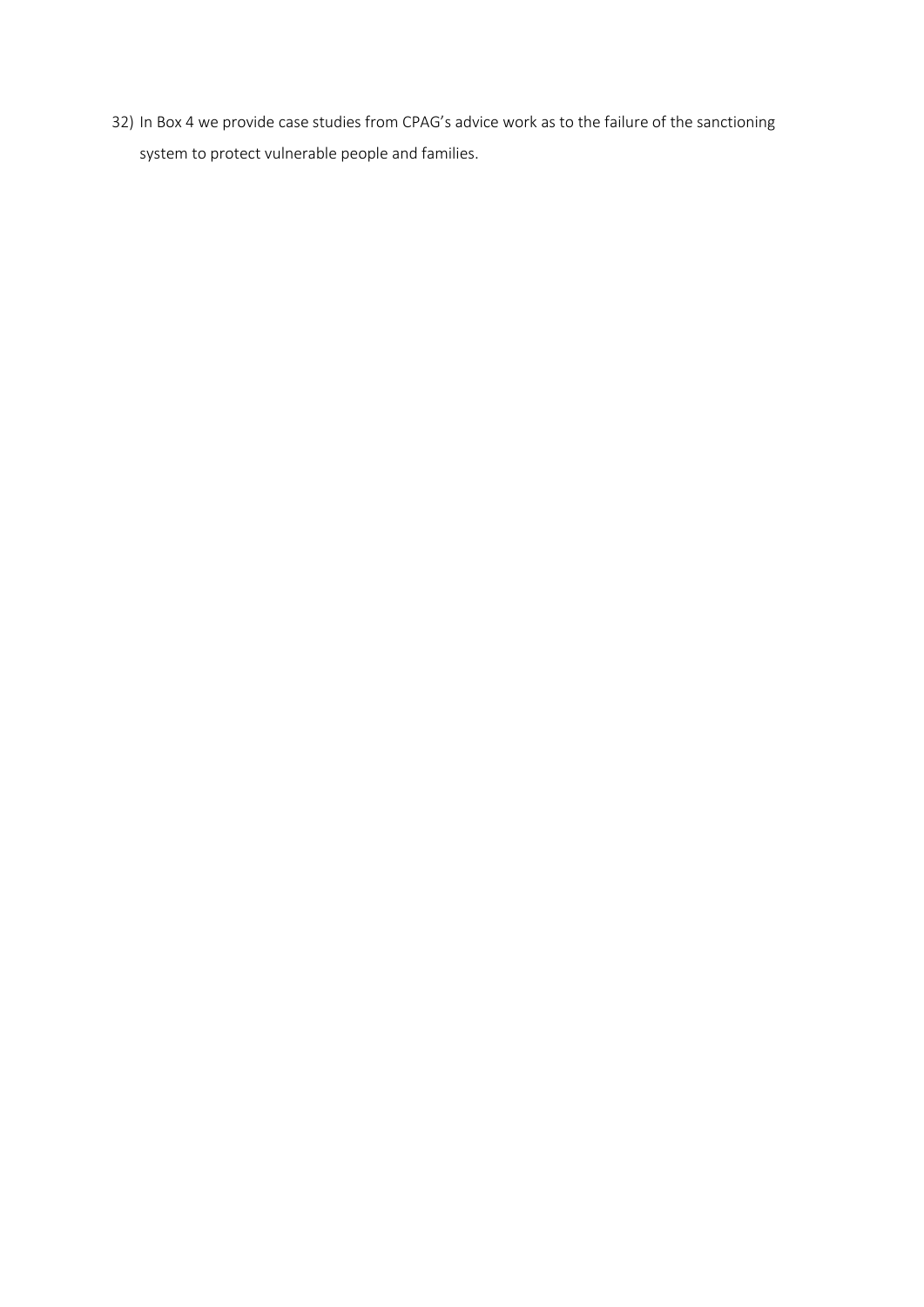32) In Box 4 we provide case studies from CPAG's advice work as to the failure of the sanctioning system to protect vulnerable people and families.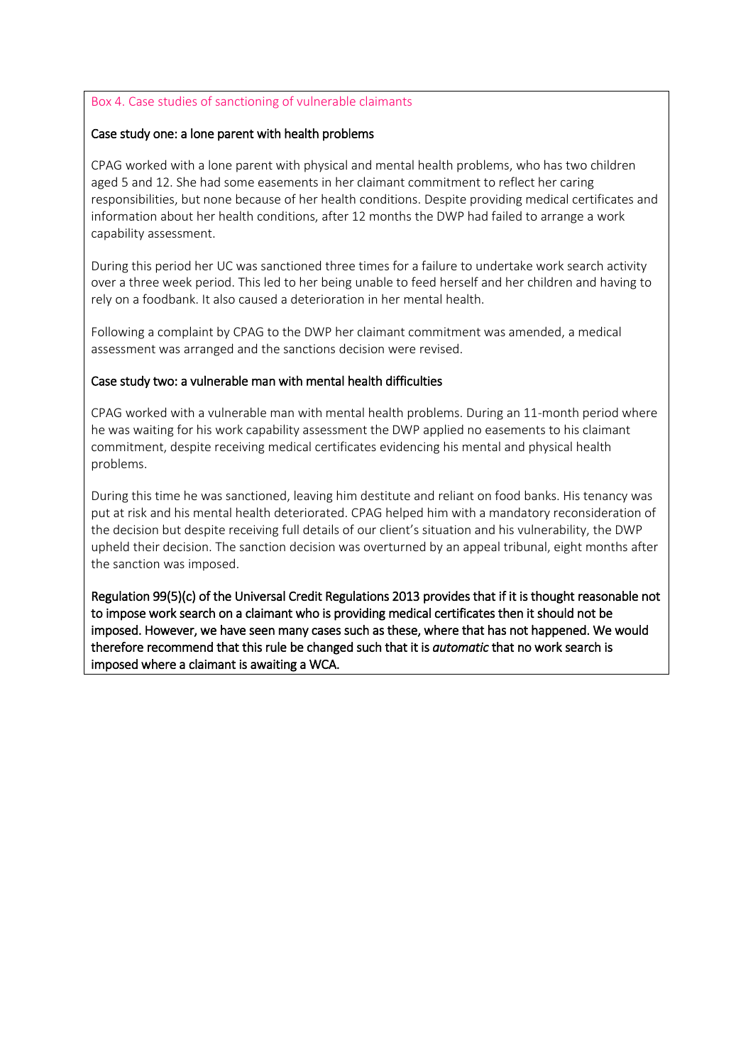Box 4. Case studies of sanctioning of vulnerable claimants

**Case study one: a lone parent with health problems**

CPAG worked with a lone parent with physical and mental health problems, who has two children aged 5 and 12. She had some easements in her claimant commitment to reflect her caring responsibilities, but none because of her health conditions. Despite providing medical certificates and information about her health conditions, after 12 months the DWP had failed to arrange a work capability assessment.

During this period her UC was sanctioned three times for a failure to undertake work search activity over a three week period. This led to her being unable to feed herself and her children and having to rely on a foodbank. It also caused a deterioration in her mental health.

Following a complaint by CPAG to the DWP her claimant commitment was amended, a medical assessment was arranged and the sanctions decision were revised.

**Case study two: a vulnerable man with mental health difficulties**

CPAG worked with a vulnerable man with mental health problems. During an 11-month period where he was waiting for his work capability assessment the DWP applied no easements to his claimant commitment, despite receiving medical certificates evidencing his mental and physical health problems.

During this time he was sanctioned, leaving him destitute and reliant on food banks. His tenancy was put at risk and his mental health deteriorated. CPAG helped him with a mandatory reconsideration of the decision but despite receiving full details of our client's situation and his vulnerability, the DWP upheld their decision. The sanction decision was overturned by an appeal tribunal, eight months after the sanction was imposed.

**Regulation 99(5)(c) of the Universal Credit Regulations 2013 provides that if it is thought reasonable not to impose work search on a claimant who is providing medical certificates then it should not be imposed. However, we have seen many cases such as these, where that has not happened. We would therefore recommend that this rule be changed such that it is *automatic* that no work search is imposed where a claimant is awaiting a WCA.**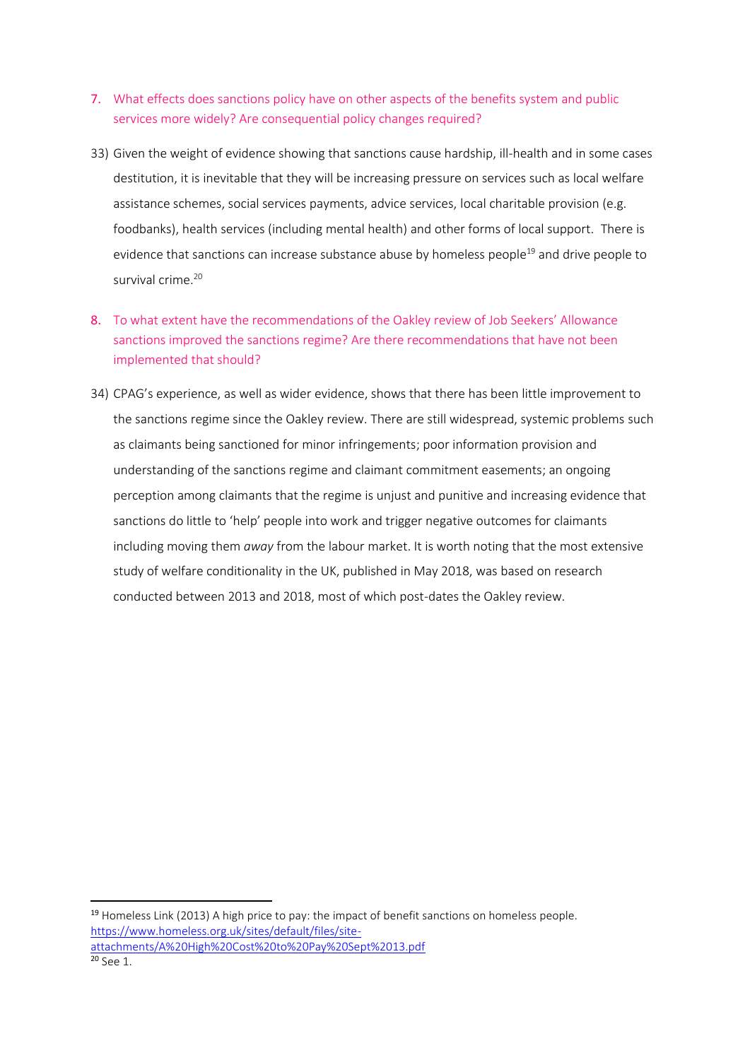7. What effects does sanctions policy have on other aspects of the benefits system and public services more widely? Are consequential policy changes required?

33) Given the weight of evidence showing that sanctions cause hardship, ill-health and in some cases destitution, it is inevitable that they will be increasing pressure on services such as local welfare assistance schemes, social services payments, advice services, local charitable provision (e.g. foodbanks), health services (including mental health) and other forms of local support. There is evidence that sanctions can increase substance abuse by homeless people[19] and drive people to survival crime.[20]

8. To what extent have the recommendations of the Oakley review of Job Seekers' Allowance sanctions improved the sanctions regime? Are there recommendations that have not been implemented that should?

34) CPAG's experience, as well as wider evidence, shows that there has been little improvement to the sanctions regime since the Oakley review. There are still widespread, systemic problems such as claimants being sanctioned for minor infringements; poor information provision and understanding of the sanctions regime and claimant commitment easements; an ongoing perception among claimants that the regime is unjust and punitive and increasing evidence that sanctions do little to 'help' people into work and trigger negative outcomes for claimants including moving them *away* from the labour market. It is worth noting that the most extensive study of welfare conditionality in the UK, published in May 2018, was based on research conducted between 2013 and 2018, most of which post-dates the Oakley review.

---

[19] Homeless Link (2013) A high price to pay: the impact of benefit sanctions on homeless people. https://www.homeless.org.uk/sites/default/files/site-attachments/A%20High%20Cost%20to%20Pay%20Sept%2013.pdf

[20] See 1.